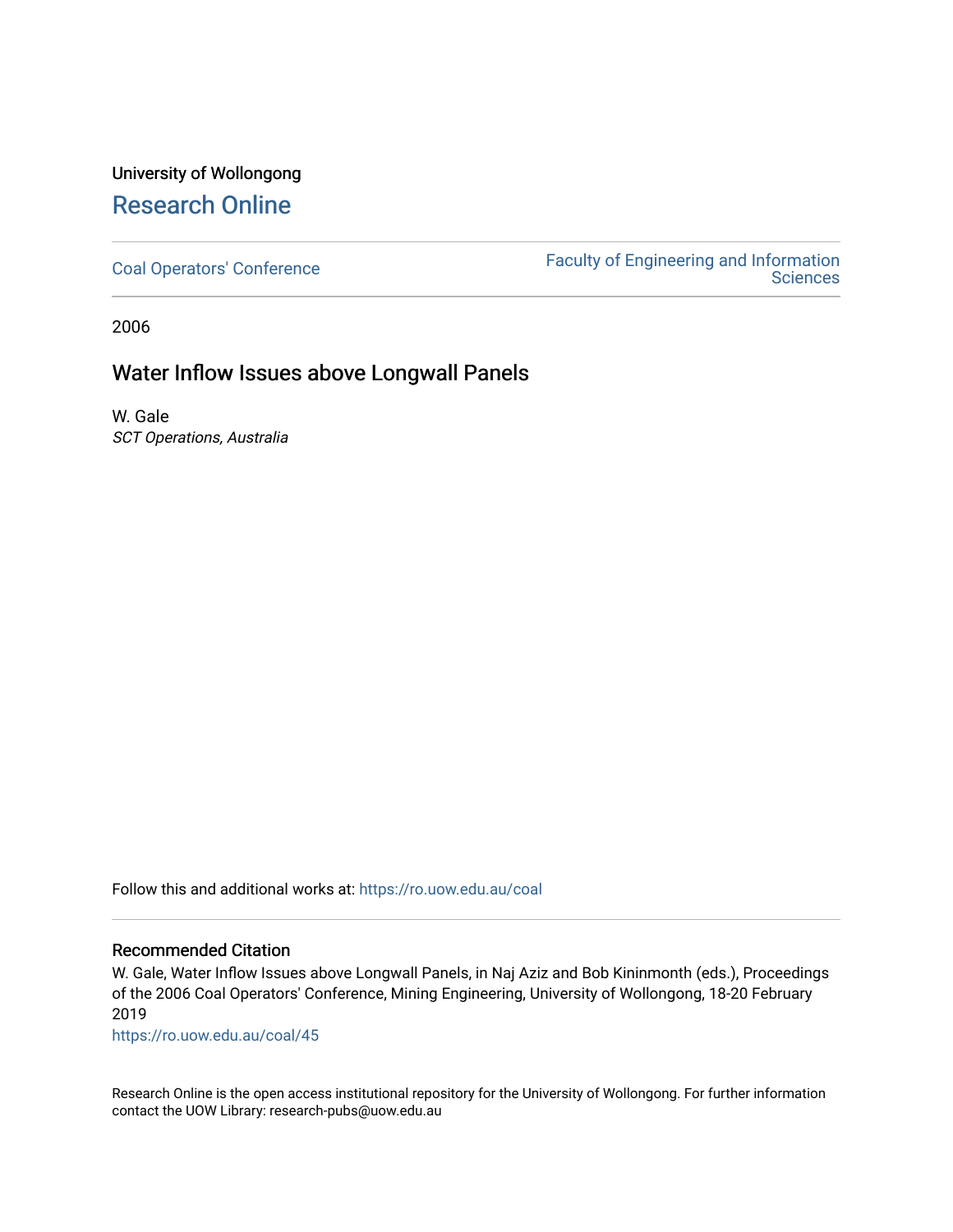University of Wollongong

# Research Online

Coal Operators' Conference

Faculty of Engineering and Information Sciences

2006

## Water Inflow Issues above Longwall Panels

W. Gale
*SCT Operations, Australia*

Follow this and additional works at: https://ro.uow.edu.au/coal

### Recommended Citation

W. Gale, Water Inflow Issues above Longwall Panels, in Naj Aziz and Bob Kininmonth (eds.), Proceedings of the 2006 Coal Operators' Conference, Mining Engineering, University of Wollongong, 18-20 February 2019

https://ro.uow.edu.au/coal/45

Research Online is the open access institutional repository for the University of Wollongong. For further information contact the UOW Library: research-pubs@uow.edu.au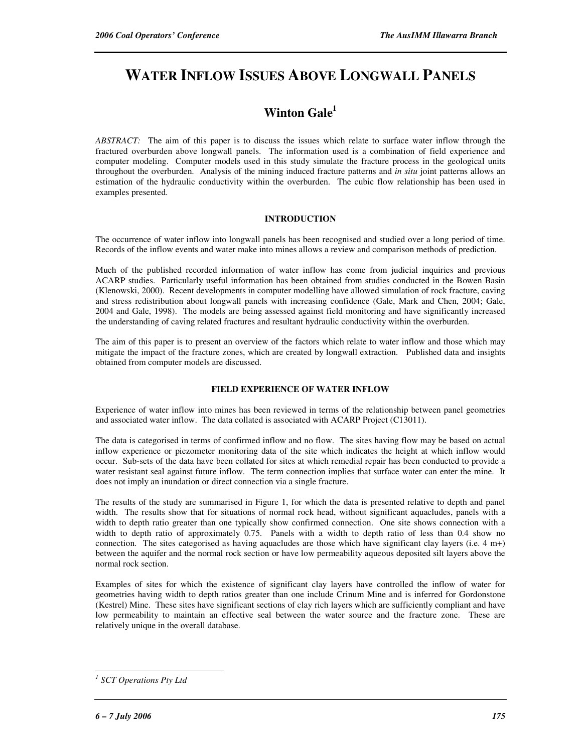# WATER INFLOW ISSUES ABOVE LONGWALL PANELS

## Winton Gale[1]

*ABSTRACT:* The aim of this paper is to discuss the issues which relate to surface water inflow through the fractured overburden above longwall panels. The information used is a combination of field experience and computer modeling. Computer models used in this study simulate the fracture process in the geological units throughout the overburden. Analysis of the mining induced fracture patterns and *in situ* joint patterns allows an estimation of the hydraulic conductivity within the overburden. The cubic flow relationship has been used in examples presented.

### INTRODUCTION

The occurrence of water inflow into longwall panels has been recognised and studied over a long period of time. Records of the inflow events and water make into mines allows a review and comparison methods of prediction.

Much of the published recorded information of water inflow has come from judicial inquiries and previous ACARP studies. Particularly useful information has been obtained from studies conducted in the Bowen Basin (Klenowski, 2000). Recent developments in computer modelling have allowed simulation of rock fracture, caving and stress redistribution about longwall panels with increasing confidence (Gale, Mark and Chen, 2004; Gale, 2004 and Gale, 1998). The models are being assessed against field monitoring and have significantly increased the understanding of caving related fractures and resultant hydraulic conductivity within the overburden.

The aim of this paper is to present an overview of the factors which relate to water inflow and those which may mitigate the impact of the fracture zones, which are created by longwall extraction. Published data and insights obtained from computer models are discussed.

### FIELD EXPERIENCE OF WATER INFLOW

Experience of water inflow into mines has been reviewed in terms of the relationship between panel geometries and associated water inflow. The data collated is associated with ACARP Project (C13011).

The data is categorised in terms of confirmed inflow and no flow. The sites having flow may be based on actual inflow experience or piezometer monitoring data of the site which indicates the height at which inflow would occur. Sub-sets of the data have been collated for sites at which remedial repair has been conducted to provide a water resistant seal against future inflow. The term connection implies that surface water can enter the mine. It does not imply an inundation or direct connection via a single fracture.

The results of the study are summarised in Figure 1, for which the data is presented relative to depth and panel width. The results show that for situations of normal rock head, without significant aquacludes, panels with a width to depth ratio greater than one typically show confirmed connection. One site shows connection with a width to depth ratio of approximately 0.75. Panels with a width to depth ratio of less than 0.4 show no connection. The sites categorised as having aquacludes are those which have significant clay layers (i.e. 4 m+) between the aquifer and the normal rock section or have low permeability aqueous deposited silt layers above the normal rock section.

Examples of sites for which the existence of significant clay layers have controlled the inflow of water for geometries having width to depth ratios greater than one include Crinum Mine and is inferred for Gordonstone (Kestrel) Mine. These sites have significant sections of clay rich layers which are sufficiently compliant and have low permeability to maintain an effective seal between the water source and the fracture zone. These are relatively unique in the overall database.

---

[1] *SCT Operations Pty Ltd*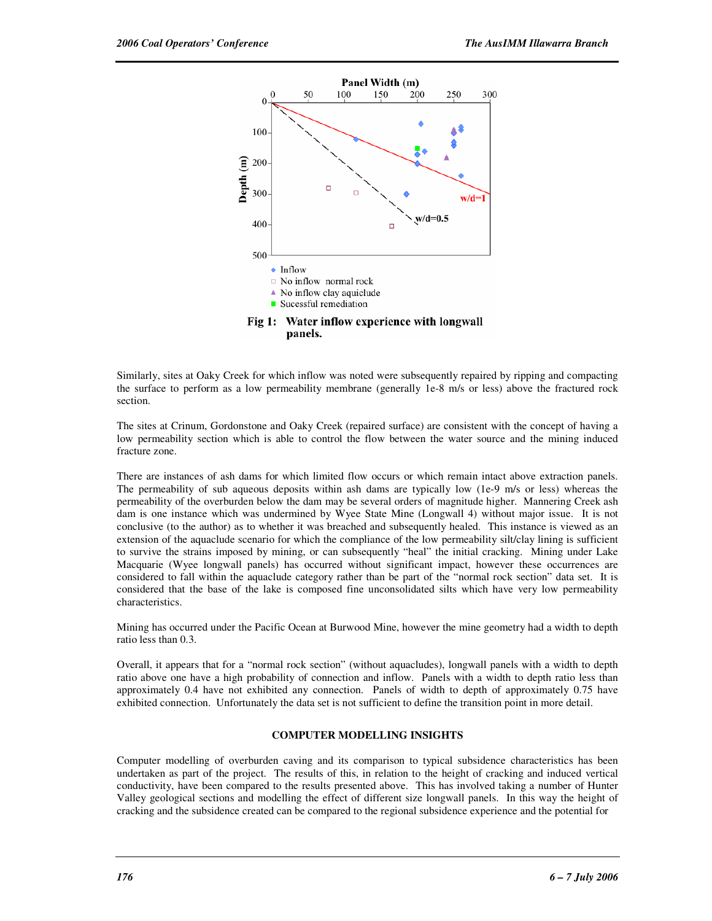Fig 1: Water inflow experience with longwall panels.

Similarly, sites at Oaky Creek for which inflow was noted were subsequently repaired by ripping and compacting the surface to perform as a low permeability membrane (generally 1e-8 m/s or less) above the fractured rock section.

The sites at Crinum, Gordonstone and Oaky Creek (repaired surface) are consistent with the concept of having a low permeability section which is able to control the flow between the water source and the mining induced fracture zone.

There are instances of ash dams for which limited flow occurs or which remain intact above extraction panels. The permeability of sub aqueous deposits within ash dams are typically low (1e-9 m/s or less) whereas the permeability of the overburden below the dam may be several orders of magnitude higher. Mannering Creek ash dam is one instance which was undermined by Wyee State Mine (Longwall 4) without major issue. It is not conclusive (to the author) as to whether it was breached and subsequently healed. This instance is viewed as an extension of the aquaclude scenario for which the compliance of the low permeability silt/clay lining is sufficient to survive the strains imposed by mining, or can subsequently "heal" the initial cracking. Mining under Lake Macquarie (Wyee longwall panels) has occurred without significant impact, however these occurrences are considered to fall within the aquaclude category rather than be part of the "normal rock section" data set. It is considered that the base of the lake is composed fine unconsolidated silts which have very low permeability characteristics.

Mining has occurred under the Pacific Ocean at Burwood Mine, however the mine geometry had a width to depth ratio less than 0.3.

Overall, it appears that for a "normal rock section" (without aquacludes), longwall panels with a width to depth ratio above one have a high probability of connection and inflow. Panels with a width to depth ratio less than approximately 0.4 have not exhibited any connection. Panels of width to depth of approximately 0.75 have exhibited connection. Unfortunately the data set is not sufficient to define the transition point in more detail.

## COMPUTER MODELLING INSIGHTS

Computer modelling of overburden caving and its comparison to typical subsidence characteristics has been undertaken as part of the project. The results of this, in relation to the height of cracking and induced vertical conductivity, have been compared to the results presented above. This has involved taking a number of Hunter Valley geological sections and modelling the effect of different size longwall panels. In this way the height of cracking and the subsidence created can be compared to the regional subsidence experience and the potential for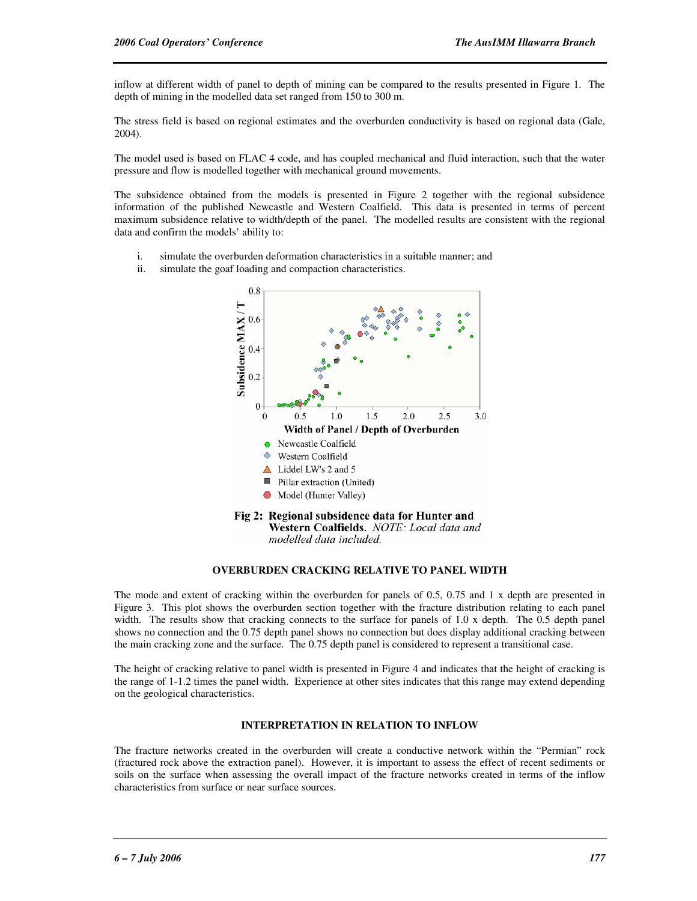inflow at different width of panel to depth of mining can be compared to the results presented in Figure 1. The depth of mining in the modelled data set ranged from 150 to 300 m.

The stress field is based on regional estimates and the overburden conductivity is based on regional data (Gale, 2004).

The model used is based on FLAC 4 code, and has coupled mechanical and fluid interaction, such that the water pressure and flow is modelled together with mechanical ground movements.

The subsidence obtained from the models is presented in Figure 2 together with the regional subsidence information of the published Newcastle and Western Coalfield. This data is presented in terms of percent maximum subsidence relative to width/depth of the panel. The modelled results are consistent with the regional data and confirm the models' ability to:

i. simulate the overburden deformation characteristics in a suitable manner; and
ii. simulate the goaf loading and compaction characteristics.

**Fig 2: Regional subsidence data for Hunter and Western Coalfields.** *NOTE: Local data and modelled data included.*

## OVERBURDEN CRACKING RELATIVE TO PANEL WIDTH

The mode and extent of cracking within the overburden for panels of 0.5, 0.75 and 1 x depth are presented in Figure 3. This plot shows the overburden section together with the fracture distribution relating to each panel width. The results show that cracking connects to the surface for panels of 1.0 x depth. The 0.5 depth panel shows no connection and the 0.75 depth panel shows no connection but does display additional cracking between the main cracking zone and the surface. The 0.75 depth panel is considered to represent a transitional case.

The height of cracking relative to panel width is presented in Figure 4 and indicates that the height of cracking is the range of 1-1.2 times the panel width. Experience at other sites indicates that this range may extend depending on the geological characteristics.

## INTERPRETATION IN RELATION TO INFLOW

The fracture networks created in the overburden will create a conductive network within the "Permian" rock (fractured rock above the extraction panel). However, it is important to assess the effect of recent sediments or soils on the surface when assessing the overall impact of the fracture networks created in terms of the inflow characteristics from surface or near surface sources.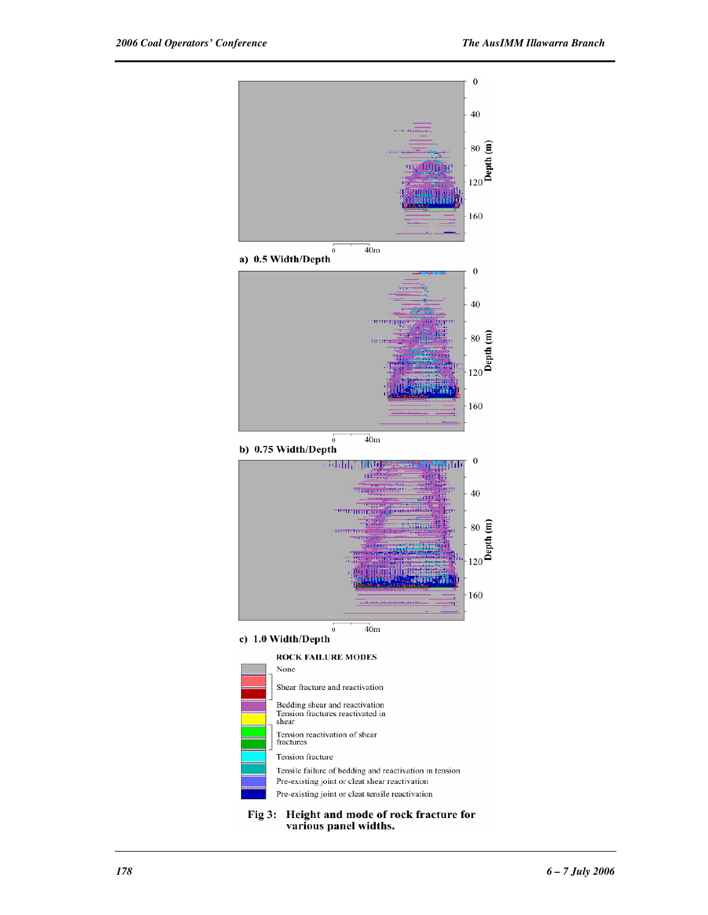a) 0.5 Width/Depth

b) 0.75 Width/Depth

c) 1.0 Width/Depth

ROCK FAILURE MODES

- None
- Shear fracture and reactivation
- Bedding shear and reactivation
- Tension fractures reactivated in shear
- Tension reactivation of shear fractures
- Tension fracture
- Tensile failure of bedding and reactivation in tension
- Pre-existing joint or cleat shear reactivation
- Pre-existing joint or cleat tensile reactivation

**Fig 3: Height and mode of rock fracture for various panel widths.**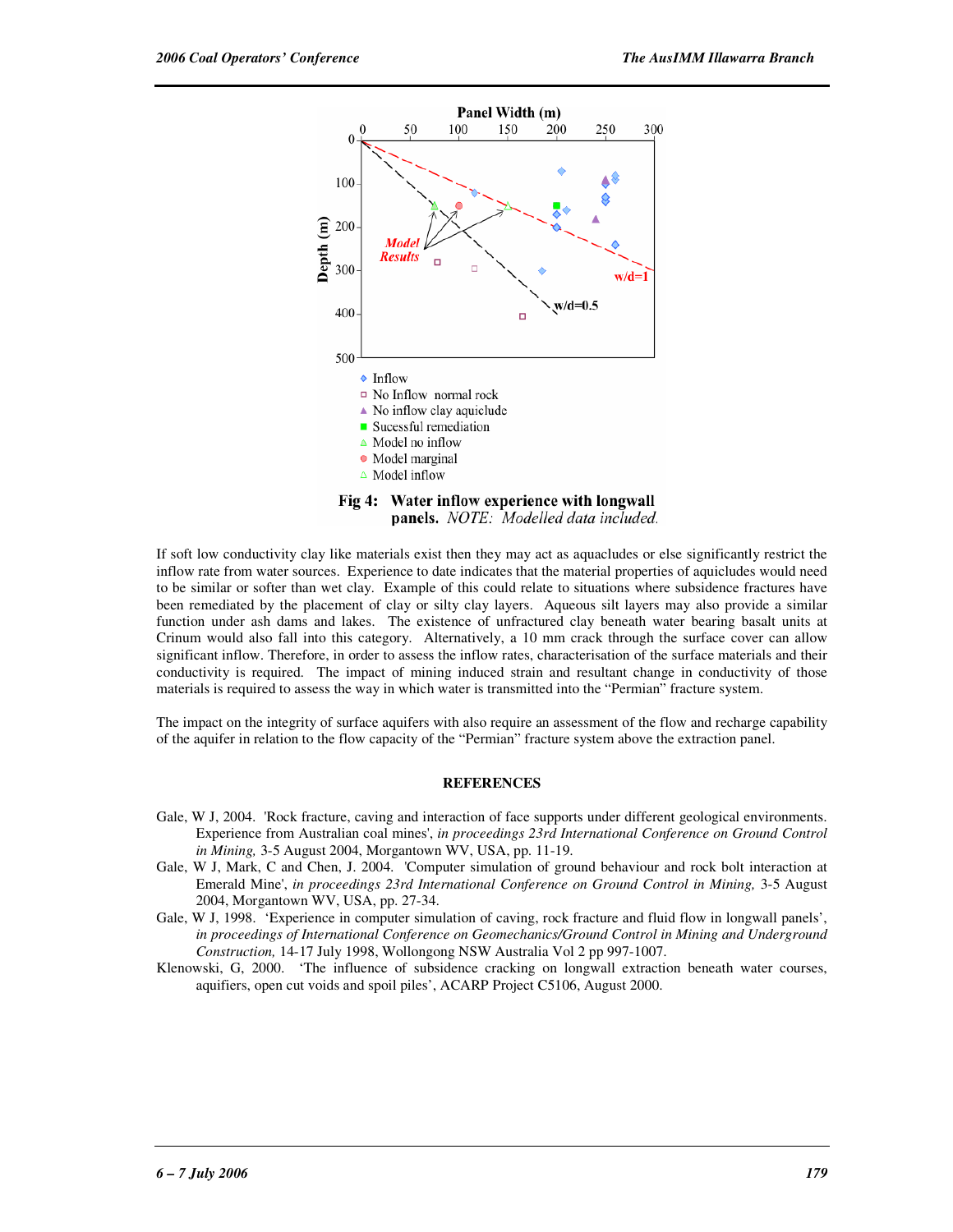Panel Width (m)

0 50 100 150 200 250 300

Depth (m)

0 100 200 300 400 500

Model Results

w/d=1

w/d=0.5

◇ Inflow
□ No Inflow normal rock
▲ No inflow clay aquiclude
■ Sucessful remediation
△ Model no inflow
● Model marginal
△ Model inflow

**Fig 4: Water inflow experience with longwall panels.** *NOTE: Modelled data included.*

If soft low conductivity clay like materials exist then they may act as aquacludes or else significantly restrict the inflow rate from water sources. Experience to date indicates that the material properties of aquicludes would need to be similar or softer than wet clay. Example of this could relate to situations where subsidence fractures have been remediated by the placement of clay or silty clay layers. Aqueous silt layers may also provide a similar function under ash dams and lakes. The existence of unfractured clay beneath water bearing basalt units at Crinum would also fall into this category. Alternatively, a 10 mm crack through the surface cover can allow significant inflow. Therefore, in order to assess the inflow rates, characterisation of the surface materials and their conductivity is required. The impact of mining induced strain and resultant change in conductivity of those materials is required to assess the way in which water is transmitted into the "Permian" fracture system.

The impact on the integrity of surface aquifers with also require an assessment of the flow and recharge capability of the aquifer in relation to the flow capacity of the "Permian" fracture system above the extraction panel.

## REFERENCES

Gale, W J, 2004. 'Rock fracture, caving and interaction of face supports under different geological environments. Experience from Australian coal mines', *in proceedings 23rd International Conference on Ground Control in Mining,* 3-5 August 2004, Morgantown WV, USA, pp. 11-19.

Gale, W J, Mark, C and Chen, J. 2004. 'Computer simulation of ground behaviour and rock bolt interaction at Emerald Mine', *in proceedings 23rd International Conference on Ground Control in Mining,* 3-5 August 2004, Morgantown WV, USA, pp. 27-34.

Gale, W J, 1998. 'Experience in computer simulation of caving, rock fracture and fluid flow in longwall panels', *in proceedings of International Conference on Geomechanics/Ground Control in Mining and Underground Construction,* 14-17 July 1998, Wollongong NSW Australia Vol 2 pp 997-1007.

Klenowski, G, 2000. 'The influence of subsidence cracking on longwall extraction beneath water courses, aquifiers, open cut voids and spoil piles', ACARP Project C5106, August 2000.